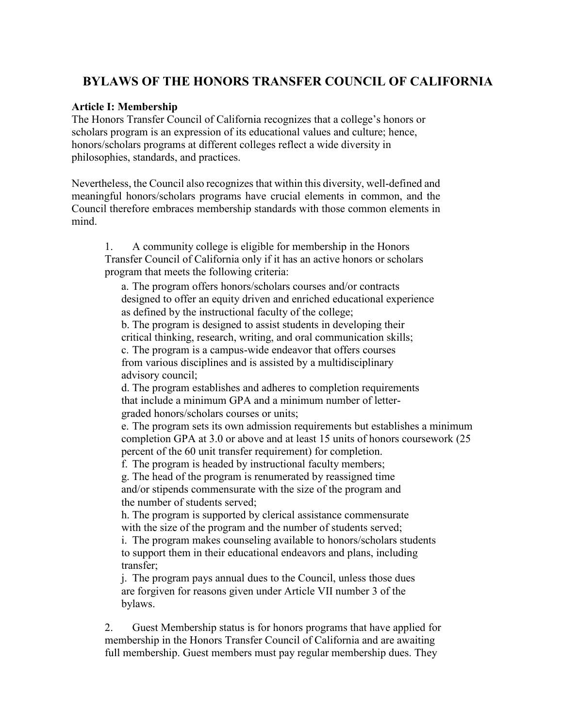# BYLAWS OF THE HONORS TRANSFER COUNCIL OF CALIFORNIA

**Article I: Membership**

The Honors Transfer Council of California recognizes that a college's honors or scholars program is an expression of its educational values and culture; hence, honors/scholars programs at different colleges reflect a wide diversity in philosophies, standards, and practices.

Nevertheless, the Council also recognizes that within this diversity, well-defined and meaningful honors/scholars programs have crucial elements in common, and the Council therefore embraces membership standards with those common elements in mind.

1. A community college is eligible for membership in the Honors Transfer Council of California only if it has an active honors or scholars program that meets the following criteria:

   a. The program offers honors/scholars courses and/or contracts designed to offer an equity driven and enriched educational experience as defined by the instructional faculty of the college;

   b. The program is designed to assist students in developing their critical thinking, research, writing, and oral communication skills;

   c. The program is a campus-wide endeavor that offers courses from various disciplines and is assisted by a multidisciplinary advisory council;

   d. The program establishes and adheres to completion requirements that include a minimum GPA and a minimum number of letter-graded honors/scholars courses or units;

   e. The program sets its own admission requirements but establishes a minimum completion GPA at 3.0 or above and at least 15 units of honors coursework (25 percent of the 60 unit transfer requirement) for completion.

   f. The program is headed by instructional faculty members;

   g. The head of the program is renumerated by reassigned time and/or stipends commensurate with the size of the program and the number of students served;

   h. The program is supported by clerical assistance commensurate with the size of the program and the number of students served;

   i. The program makes counseling available to honors/scholars students to support them in their educational endeavors and plans, including transfer;

   j. The program pays annual dues to the Council, unless those dues are forgiven for reasons given under Article VII number 3 of the bylaws.

2. Guest Membership status is for honors programs that have applied for membership in the Honors Transfer Council of California and are awaiting full membership. Guest members must pay regular membership dues. They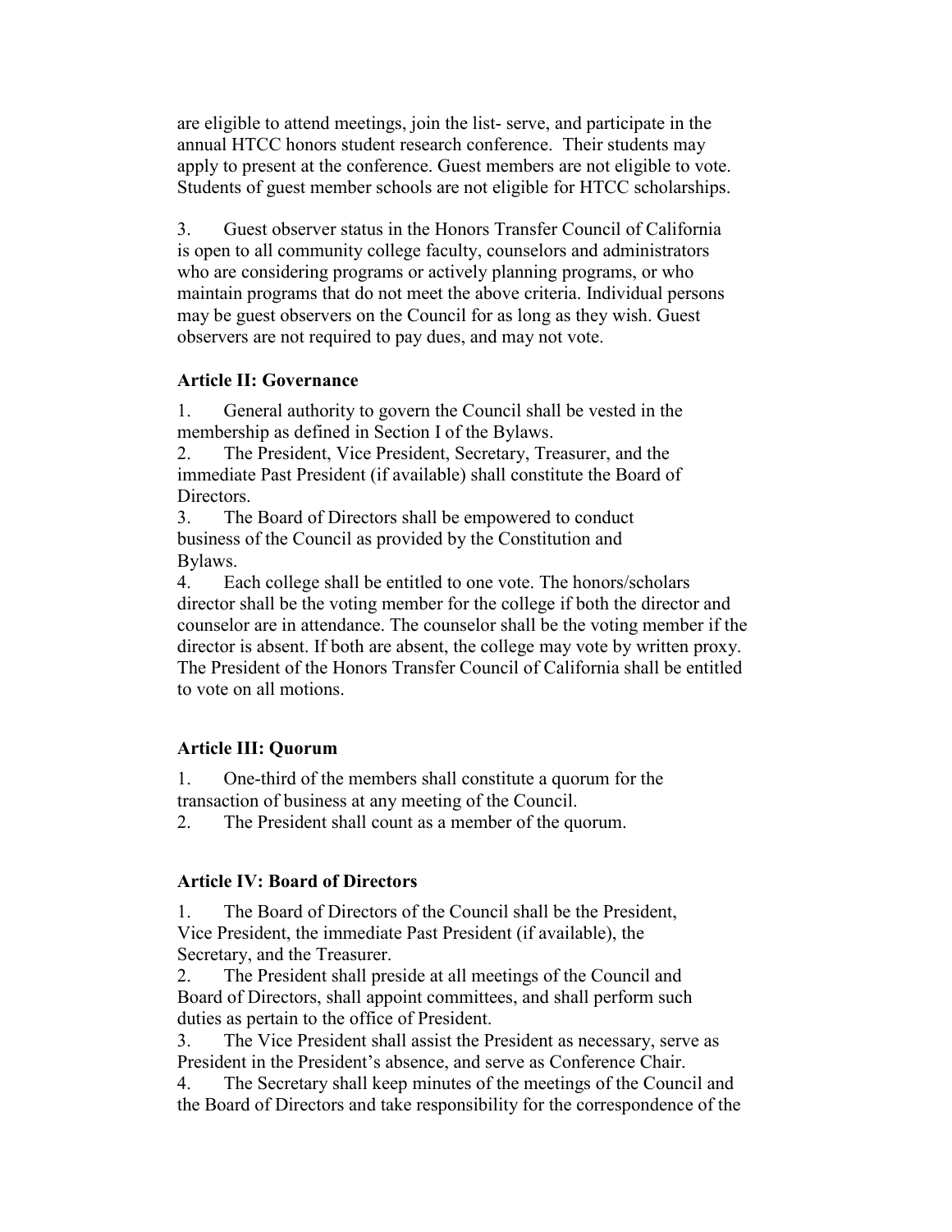are eligible to attend meetings, join the list- serve, and participate in the annual HTCC honors student research conference. Their students may apply to present at the conference. Guest members are not eligible to vote. Students of guest member schools are not eligible for HTCC scholarships.

3. Guest observer status in the Honors Transfer Council of California is open to all community college faculty, counselors and administrators who are considering programs or actively planning programs, or who maintain programs that do not meet the above criteria. Individual persons may be guest observers on the Council for as long as they wish. Guest observers are not required to pay dues, and may not vote.

**Article II: Governance**

1. General authority to govern the Council shall be vested in the membership as defined in Section I of the Bylaws.
2. The President, Vice President, Secretary, Treasurer, and the immediate Past President (if available) shall constitute the Board of Directors.
3. The Board of Directors shall be empowered to conduct business of the Council as provided by the Constitution and Bylaws.
4. Each college shall be entitled to one vote. The honors/scholars director shall be the voting member for the college if both the director and counselor are in attendance. The counselor shall be the voting member if the director is absent. If both are absent, the college may vote by written proxy. The President of the Honors Transfer Council of California shall be entitled to vote on all motions.

**Article III: Quorum**

1. One-third of the members shall constitute a quorum for the transaction of business at any meeting of the Council.
2. The President shall count as a member of the quorum.

**Article IV: Board of Directors**

1. The Board of Directors of the Council shall be the President, Vice President, the immediate Past President (if available), the Secretary, and the Treasurer.
2. The President shall preside at all meetings of the Council and Board of Directors, shall appoint committees, and shall perform such duties as pertain to the office of President.
3. The Vice President shall assist the President as necessary, serve as President in the President's absence, and serve as Conference Chair.
4. The Secretary shall keep minutes of the meetings of the Council and the Board of Directors and take responsibility for the correspondence of the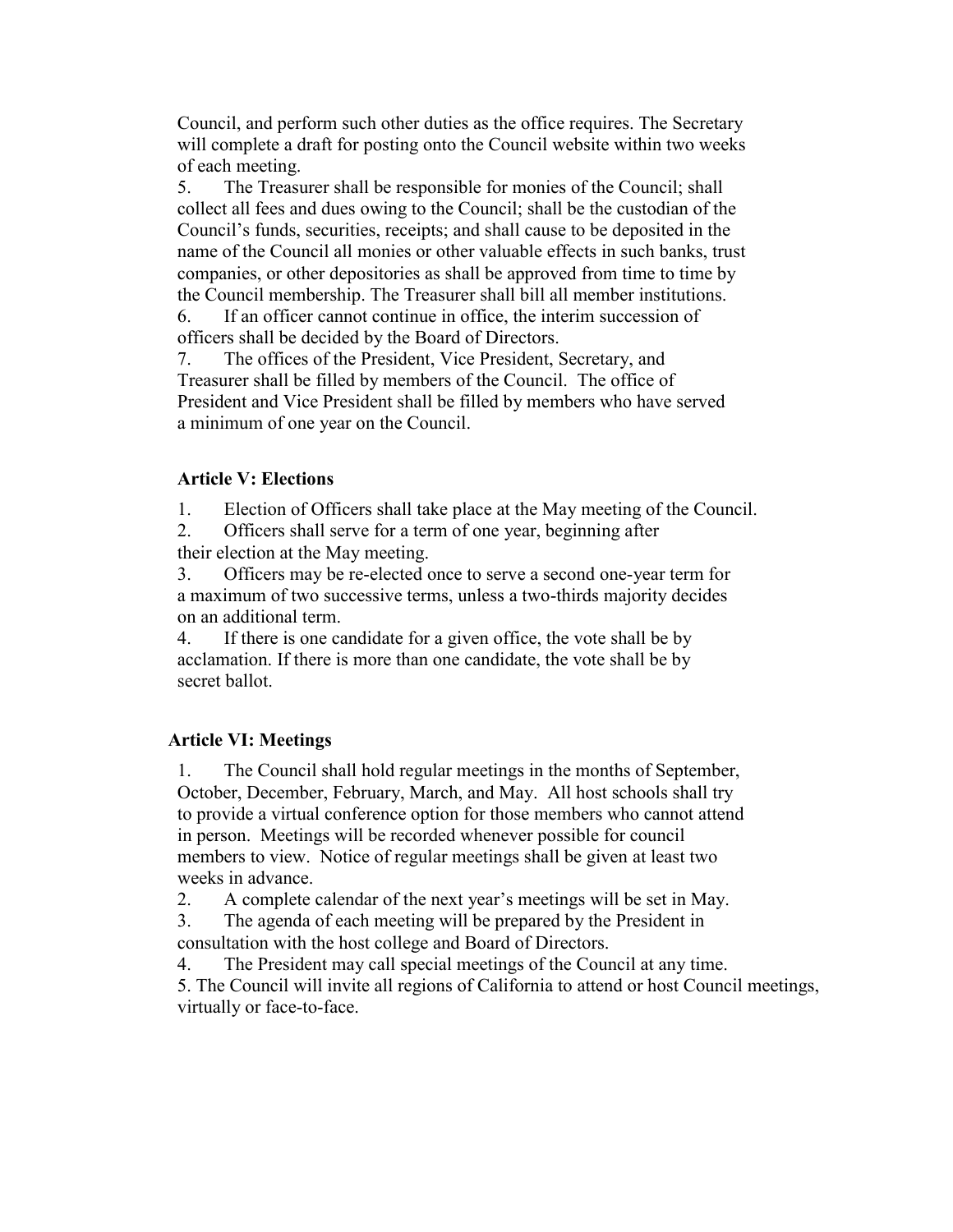Council, and perform such other duties as the office requires. The Secretary will complete a draft for posting onto the Council website within two weeks of each meeting.

5. The Treasurer shall be responsible for monies of the Council; shall collect all fees and dues owing to the Council; shall be the custodian of the Council's funds, securities, receipts; and shall cause to be deposited in the name of the Council all monies or other valuable effects in such banks, trust companies, or other depositories as shall be approved from time to time by the Council membership. The Treasurer shall bill all member institutions.
6. If an officer cannot continue in office, the interim succession of officers shall be decided by the Board of Directors.
7. The offices of the President, Vice President, Secretary, and Treasurer shall be filled by members of the Council. The office of President and Vice President shall be filled by members who have served a minimum of one year on the Council.

**Article V: Elections**

1. Election of Officers shall take place at the May meeting of the Council.
2. Officers shall serve for a term of one year, beginning after their election at the May meeting.
3. Officers may be re-elected once to serve a second one-year term for a maximum of two successive terms, unless a two-thirds majority decides on an additional term.
4. If there is one candidate for a given office, the vote shall be by acclamation. If there is more than one candidate, the vote shall be by secret ballot.

**Article VI: Meetings**

1. The Council shall hold regular meetings in the months of September, October, December, February, March, and May. All host schools shall try to provide a virtual conference option for those members who cannot attend in person. Meetings will be recorded whenever possible for council members to view. Notice of regular meetings shall be given at least two weeks in advance.
2. A complete calendar of the next year's meetings will be set in May.
3. The agenda of each meeting will be prepared by the President in consultation with the host college and Board of Directors.
4. The President may call special meetings of the Council at any time.
5. The Council will invite all regions of California to attend or host Council meetings, virtually or face-to-face.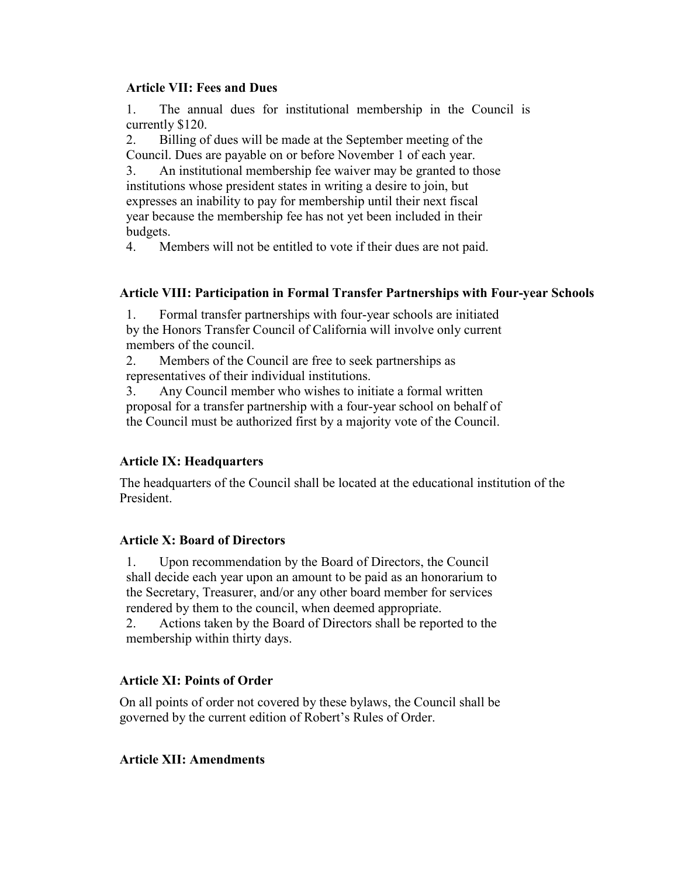**Article VII: Fees and Dues**

1. The annual dues for institutional membership in the Council is currently $120.
2. Billing of dues will be made at the September meeting of the Council. Dues are payable on or before November 1 of each year.
3. An institutional membership fee waiver may be granted to those institutions whose president states in writing a desire to join, but expresses an inability to pay for membership until their next fiscal year because the membership fee has not yet been included in their budgets.
4. Members will not be entitled to vote if their dues are not paid.

**Article VIII: Participation in Formal Transfer Partnerships with Four-year Schools**

1. Formal transfer partnerships with four-year schools are initiated by the Honors Transfer Council of California will involve only current members of the council.
2. Members of the Council are free to seek partnerships as representatives of their individual institutions.
3. Any Council member who wishes to initiate a formal written proposal for a transfer partnership with a four-year school on behalf of the Council must be authorized first by a majority vote of the Council.

**Article IX: Headquarters**

The headquarters of the Council shall be located at the educational institution of the President.

**Article X: Board of Directors**

1. Upon recommendation by the Board of Directors, the Council shall decide each year upon an amount to be paid as an honorarium to the Secretary, Treasurer, and/or any other board member for services rendered by them to the council, when deemed appropriate.
2. Actions taken by the Board of Directors shall be reported to the membership within thirty days.

**Article XI: Points of Order**

On all points of order not covered by these bylaws, the Council shall be governed by the current edition of Robert's Rules of Order.

**Article XII: Amendments**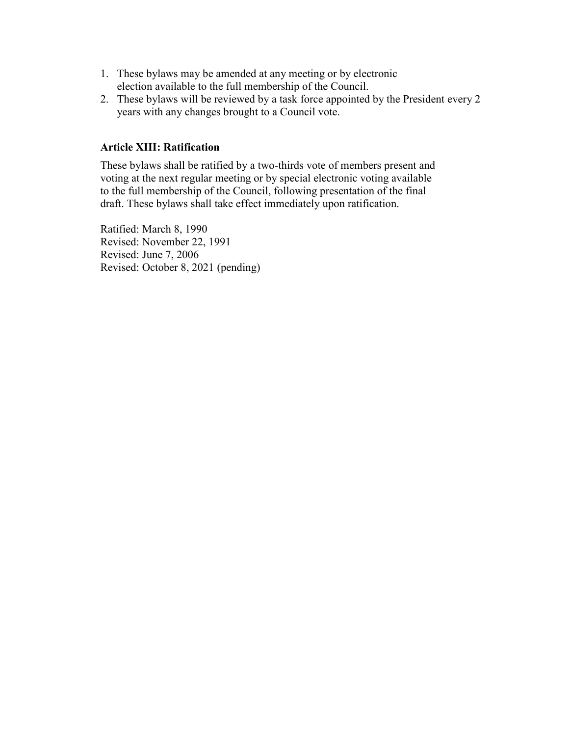1. These bylaws may be amended at any meeting or by electronic election available to the full membership of the Council.
2. These bylaws will be reviewed by a task force appointed by the President every 2 years with any changes brought to a Council vote.

### Article XIII: Ratification

These bylaws shall be ratified by a two-thirds vote of members present and voting at the next regular meeting or by special electronic voting available to the full membership of the Council, following presentation of the final draft. These bylaws shall take effect immediately upon ratification.

Ratified: March 8, 1990
Revised: November 22, 1991
Revised: June 7, 2006
Revised: October 8, 2021 (pending)